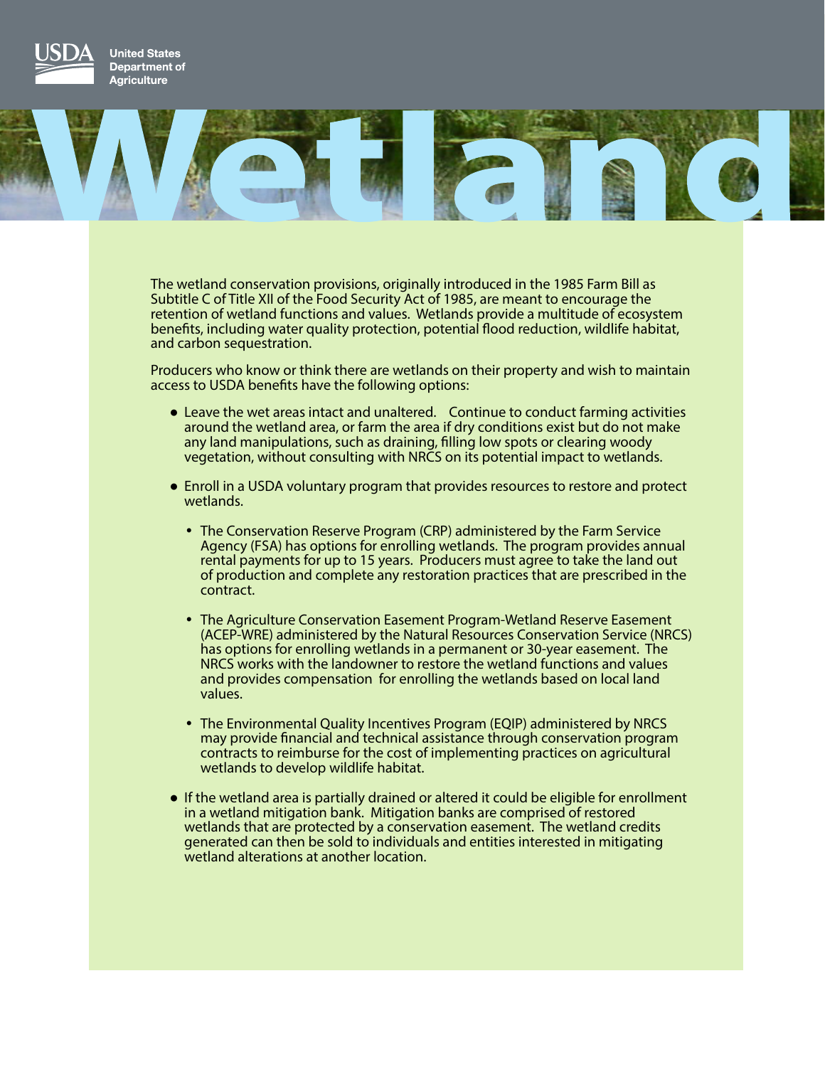United States Department of Agriculture

# Wetland

The wetland conservation provisions, originally introduced in the 1985 Farm Bill as Subtitle C of Title XII of the Food Security Act of 1985, are meant to encourage the retention of wetland functions and values. Wetlands provide a multitude of ecosystem benefits, including water quality protection, potential flood reduction, wildlife habitat, and carbon sequestration.

Producers who know or think there are wetlands on their property and wish to maintain access to USDA benefits have the following options:

- Leave the wet areas intact and unaltered. Continue to conduct farming activities around the wetland area, or farm the area if dry conditions exist but do not make any land manipulations, such as draining, filling low spots or clearing woody vegetation, without consulting with NRCS on its potential impact to wetlands.

- Enroll in a USDA voluntary program that provides resources to restore and protect wetlands.

  - The Conservation Reserve Program (CRP) administered by the Farm Service Agency (FSA) has options for enrolling wetlands. The program provides annual rental payments for up to 15 years. Producers must agree to take the land out of production and complete any restoration practices that are prescribed in the contract.

  - The Agriculture Conservation Easement Program-Wetland Reserve Easement (ACEP-WRE) administered by the Natural Resources Conservation Service (NRCS) has options for enrolling wetlands in a permanent or 30-year easement. The NRCS works with the landowner to restore the wetland functions and values and provides compensation for enrolling the wetlands based on local land values.

  - The Environmental Quality Incentives Program (EQIP) administered by NRCS may provide financial and technical assistance through conservation program contracts to reimburse for the cost of implementing practices on agricultural wetlands to develop wildlife habitat.

- If the wetland area is partially drained or altered it could be eligible for enrollment in a wetland mitigation bank. Mitigation banks are comprised of restored wetlands that are protected by a conservation easement. The wetland credits generated can then be sold to individuals and entities interested in mitigating wetland alterations at another location.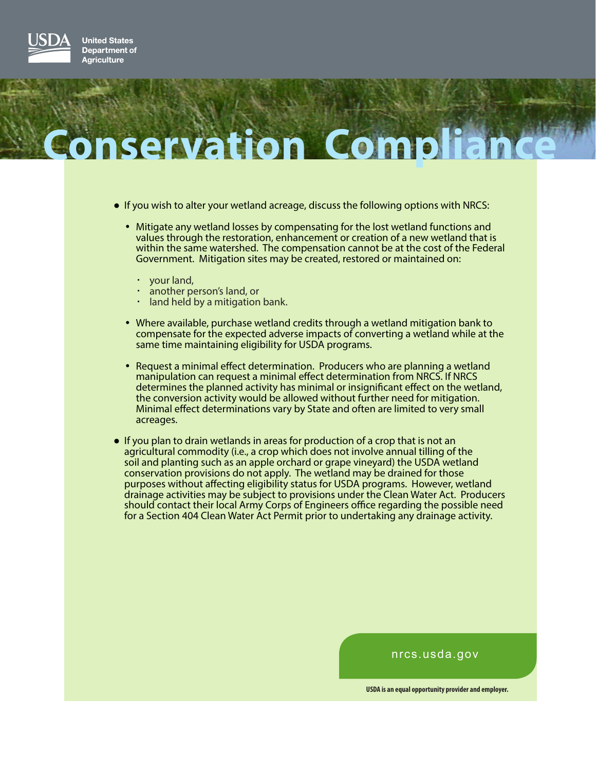# Conservation Compliance

- If you wish to alter your wetland acreage, discuss the following options with NRCS:
  - Mitigate any wetland losses by compensating for the lost wetland functions and values through the restoration, enhancement or creation of a new wetland that is within the same watershed. The compensation cannot be at the cost of the Federal Government. Mitigation sites may be created, restored or maintained on:
    - your land,
    - another person's land, or
    - land held by a mitigation bank.
  - Where available, purchase wetland credits through a wetland mitigation bank to compensate for the expected adverse impacts of converting a wetland while at the same time maintaining eligibility for USDA programs.
  - Request a minimal effect determination. Producers who are planning a wetland manipulation can request a minimal effect determination from NRCS. If NRCS determines the planned activity has minimal or insignificant effect on the wetland, the conversion activity would be allowed without further need for mitigation. Minimal effect determinations vary by State and often are limited to very small acreages.
- If you plan to drain wetlands in areas for production of a crop that is not an agricultural commodity (i.e., a crop which does not involve annual tilling of the soil and planting such as an apple orchard or grape vineyard) the USDA wetland conservation provisions do not apply. The wetland may be drained for those purposes without affecting eligibility status for USDA programs. However, wetland drainage activities may be subject to provisions under the Clean Water Act. Producers should contact their local Army Corps of Engineers office regarding the possible need for a Section 404 Clean Water Act Permit prior to undertaking any drainage activity.

nrcs.usda.gov

**USDA is an equal opportunity provider and employer.**